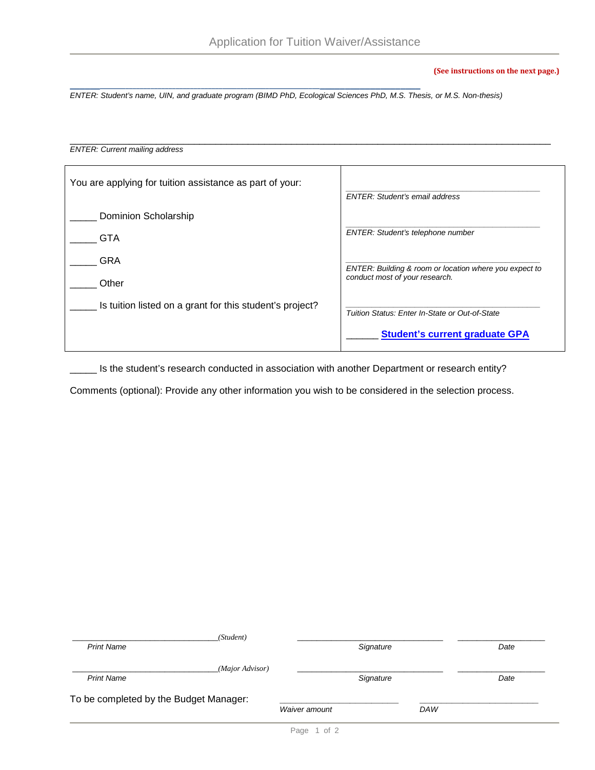# Application for Tuition Waiver/Assistance

**(See instructions on the next page.)**

______________________________________________________________________________

*ENTER: Student's name, UIN, and graduate program (BIMD PhD, Ecological Sciences PhD, M.S. Thesis, or M.S. Non-thesis)*

______________________________________________________________________________

*ENTER: Current mailing address*

| You are applying for tuition assistance as part of your: | |
|---|---|
| _____ Dominion Scholarship | ______________________________ *ENTER: Student's email address* |
| _____ GTA | ______________________________ *ENTER: Student's telephone number* |
| _____ GRA | ______________________________ *ENTER: Building & room or location where you expect to conduct most of your research.* |
| _____ Other | ______________________________ *Tuition Status: Enter In-State or Out-of-State* |
| _____ Is tuition listed on a grant for this student's project? | ______ **Student's current graduate GPA** |

_____ Is the student's research conducted in association with another Department or research entity?

Comments (optional): Provide any other information you wish to be considered in the selection process.

______________________________ *(Student)* ______________________________ ____________________

*Print Name* *Signature* *Date*

______________________________ *(Major Advisor)* ______________________________ ____________________

*Print Name* *Signature* *Date*

To be completed by the Budget Manager: ________________________ ________________________

*Waiver amount* *DAW*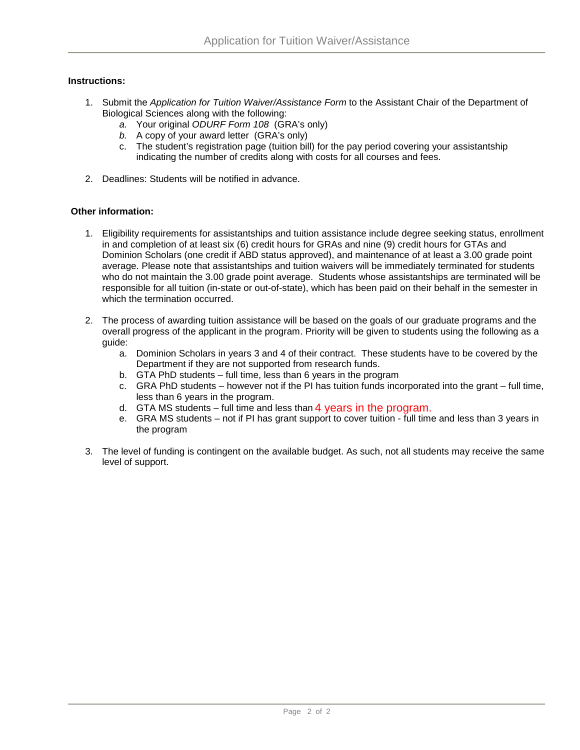**Instructions:**

1. Submit the *Application for Tuition Waiver/Assistance Form* to the Assistant Chair of the Department of Biological Sciences along with the following:
    a. Your original *ODURF Form 108* (GRA's only)
    b. A copy of your award letter (GRA's only)
    c. The student's registration page (tuition bill) for the pay period covering your assistantship indicating the number of credits along with costs for all courses and fees.

2. Deadlines: Students will be notified in advance.

**Other information:**

1. Eligibility requirements for assistantships and tuition assistance include degree seeking status, enrollment in and completion of at least six (6) credit hours for GRAs and nine (9) credit hours for GTAs and Dominion Scholars (one credit if ABD status approved), and maintenance of at least a 3.00 grade point average. Please note that assistantships and tuition waivers will be immediately terminated for students who do not maintain the 3.00 grade point average. Students whose assistantships are terminated will be responsible for all tuition (in-state or out-of-state), which has been paid on their behalf in the semester in which the termination occurred.

2. The process of awarding tuition assistance will be based on the goals of our graduate programs and the overall progress of the applicant in the program. Priority will be given to students using the following as a guide:
    a. Dominion Scholars in years 3 and 4 of their contract. These students have to be covered by the Department if they are not supported from research funds.
    b. GTA PhD students – full time, less than 6 years in the program
    c. GRA PhD students – however not if the PI has tuition funds incorporated into the grant – full time, less than 6 years in the program.
    d. GTA MS students – full time and less than 4 years in the program.
    e. GRA MS students – not if PI has grant support to cover tuition - full time and less than 3 years in the program

3. The level of funding is contingent on the available budget. As such, not all students may receive the same level of support.